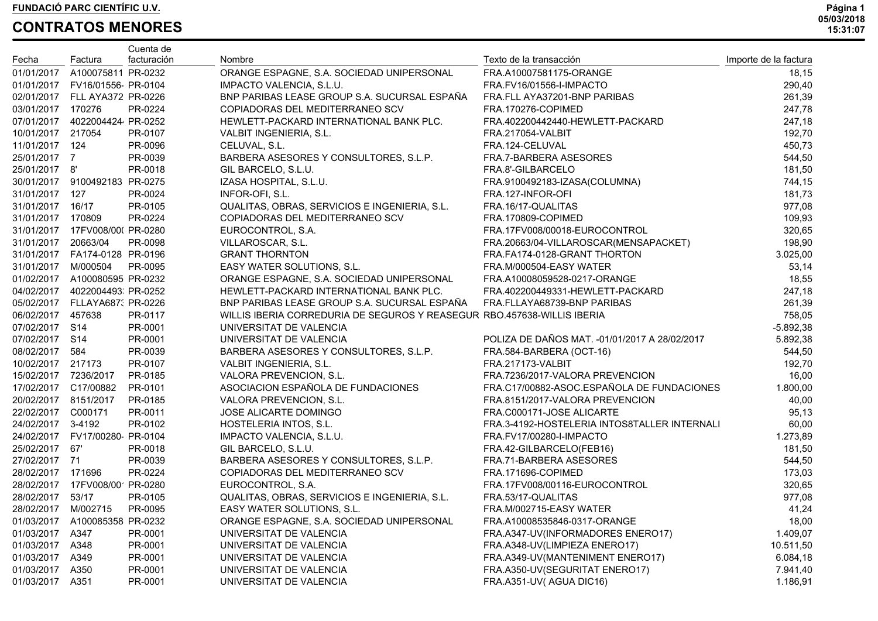**FUNDACIÓ PARC CIENTÍFIC U.V.**

# CONTRATOS MENORES

| Fecha | Factura | Cuenta de facturación | Nombre | Texto de la transacción | Importe de la factura |
|---|---|---|---|---|---|
| 01/01/2017 | A100075811 | PR-0232 | ORANGE ESPAGNE, S.A. SOCIEDAD UNIPERSONAL | FRA.A10007581175-ORANGE | 18,15 |
| 01/01/2017 | FV16/01556- | PR-0104 | IMPACTO VALENCIA, S.L.U. | FRA.FV16/01556-I-IMPACTO | 290,40 |
| 02/01/2017 | FLL AYA372 | PR-0226 | BNP PARIBAS LEASE GROUP S.A. SUCURSAL ESPAÑA | FRA.FLL AYA37201-BNP PARIBAS | 261,39 |
| 03/01/2017 | 170276 | PR-0224 | COPIADORAS DEL MEDITERRANEO SCV | FRA.170276-COPIMED | 247,78 |
| 07/01/2017 | 4022004424 | PR-0252 | HEWLETT-PACKARD INTERNATIONAL BANK PLC. | FRA.402200442440-HEWLETT-PACKARD | 247,18 |
| 10/01/2017 | 217054 | PR-0107 | VALBIT INGENIERIA, S.L. | FRA.217054-VALBIT | 192,70 |
| 11/01/2017 | 124 | PR-0096 | CELUVAL, S.L. | FRA.124-CELUVAL | 450,73 |
| 25/01/2017 | 7 | PR-0039 | BARBERA ASESORES Y CONSULTORES, S.L.P. | FRA.7-BARBERA ASESORES | 544,50 |
| 25/01/2017 | 8' | PR-0018 | GIL BARCELO, S.L.U. | FRA.8'-GILBARCELO | 181,50 |
| 30/01/2017 | 9100492183 | PR-0275 | IZASA HOSPITAL, S.L.U. | FRA.9100492183-IZASA(COLUMNA) | 744,15 |
| 31/01/2017 | 127 | PR-0024 | INFOR-OFI, S.L. | FRA.127-INFOR-OFI | 181,73 |
| 31/01/2017 | 16/17 | PR-0105 | QUALITAS, OBRAS, SERVICIOS E INGENIERIA, S.L. | FRA.16/17-QUALITAS | 977,08 |
| 31/01/2017 | 170809 | PR-0224 | COPIADORAS DEL MEDITERRANEO SCV | FRA.170809-COPIMED | 109,93 |
| 31/01/2017 | 17FV008/00( | PR-0280 | EUROCONTROL, S.A. | FRA.17FV008/00018-EUROCONTROL | 320,65 |
| 31/01/2017 | 20663/04 | PR-0098 | VILLAROSCAR, S.L. | FRA.20663/04-VILLAROSCAR(MENSAPACKET) | 198,90 |
| 31/01/2017 | FA174-0128 | PR-0196 | GRANT THORNTON | FRA.FA174-0128-GRANT THORTON | 3.025,00 |
| 31/01/2017 | M/000504 | PR-0095 | EASY WATER SOLUTIONS, S.L. | FRA.M/000504-EASY WATER | 53,14 |
| 01/02/2017 | A100080595 | PR-0232 | ORANGE ESPAGNE, S.A. SOCIEDAD UNIPERSONAL | FRA.A10008059528-0217-ORANGE | 18,55 |
| 04/02/2017 | 4022004493 | PR-0252 | HEWLETT-PACKARD INTERNATIONAL BANK PLC. | FRA.402200449331-HEWLETT-PACKARD | 247,18 |
| 05/02/2017 | FLLAYA6873 | PR-0226 | BNP PARIBAS LEASE GROUP S.A. SUCURSAL ESPAÑA | FRA.FLLAYA68739-BNP PARIBAS | 261,39 |
| 06/02/2017 | 457638 | PR-0117 | WILLIS IBERIA CORREDURIA DE SEGUROS Y REASEGUR | RBO.457638-WILLIS IBERIA | 758,05 |
| 07/02/2017 | S14 | PR-0001 | UNIVERSITAT DE VALENCIA | | -5.892,38 |
| 07/02/2017 | S14 | PR-0001 | UNIVERSITAT DE VALENCIA | POLIZA DE DAÑOS MAT. -01/01/2017 A 28/02/2017 | 5.892,38 |
| 08/02/2017 | 584 | PR-0039 | BARBERA ASESORES Y CONSULTORES, S.L.P. | FRA.584-BARBERA (OCT-16) | 544,50 |
| 10/02/2017 | 217173 | PR-0107 | VALBIT INGENIERIA, S.L. | FRA.217173-VALBIT | 192,70 |
| 15/02/2017 | 7236/2017 | PR-0185 | VALORA PREVENCION, S.L. | FRA.7236/2017-VALORA PREVENCION | 16,00 |
| 17/02/2017 | C17/00882 | PR-0101 | ASOCIACION ESPAÑOLA DE FUNDACIONES | FRA.C17/00882-ASOC.ESPAÑOLA DE FUNDACIONES | 1.800,00 |
| 20/02/2017 | 8151/2017 | PR-0185 | VALORA PREVENCION, S.L. | FRA.8151/2017-VALORA PREVENCION | 40,00 |
| 22/02/2017 | C000171 | PR-0011 | JOSE ALICARTE DOMINGO | FRA.C000171-JOSE ALICARTE | 95,13 |
| 24/02/2017 | 3-4192 | PR-0102 | HOSTELERIA INTOS, S.L. | FRA.3-4192-HOSTELERIA INTOS8TALLER INTERNALI | 60,00 |
| 24/02/2017 | FV17/00280- | PR-0104 | IMPACTO VALENCIA, S.L.U. | FRA.FV17/00280-I-IMPACTO | 1.273,89 |
| 25/02/2017 | 67' | PR-0018 | GIL BARCELO, S.L.U. | FRA.42-GILBARCELO(FEB16) | 181,50 |
| 27/02/2017 | 71 | PR-0039 | BARBERA ASESORES Y CONSULTORES, S.L.P. | FRA.71-BARBERA ASESORES | 544,50 |
| 28/02/2017 | 171696 | PR-0224 | COPIADORAS DEL MEDITERRANEO SCV | FRA.171696-COPIMED | 173,03 |
| 28/02/2017 | 17FV008/00 | PR-0280 | EUROCONTROL, S.A. | FRA.17FV008/00116-EUROCONTROL | 320,65 |
| 28/02/2017 | 53/17 | PR-0105 | QUALITAS, OBRAS, SERVICIOS E INGENIERIA, S.L. | FRA.53/17-QUALITAS | 977,08 |
| 28/02/2017 | M/002715 | PR-0095 | EASY WATER SOLUTIONS, S.L. | FRA.M/002715-EASY WATER | 41,24 |
| 01/03/2017 | A100085358 | PR-0232 | ORANGE ESPAGNE, S.A. SOCIEDAD UNIPERSONAL | FRA.A10008535846-0317-ORANGE | 18,00 |
| 01/03/2017 | A347 | PR-0001 | UNIVERSITAT DE VALENCIA | FRA.A347-UV(INFORMADORES ENERO17) | 1.409,07 |
| 01/03/2017 | A348 | PR-0001 | UNIVERSITAT DE VALENCIA | FRA.A348-UV(LIMPIEZA ENERO17) | 10.511,50 |
| 01/03/2017 | A349 | PR-0001 | UNIVERSITAT DE VALENCIA | FRA.A349-UV(MANTENIMENT ENERO17) | 6.084,18 |
| 01/03/2017 | A350 | PR-0001 | UNIVERSITAT DE VALENCIA | FRA.A350-UV(SEGURITAT ENERO17) | 7.941,40 |
| 01/03/2017 | A351 | PR-0001 | UNIVERSITAT DE VALENCIA | FRA.A351-UV( AGUA DIC16) | 1.186,91 |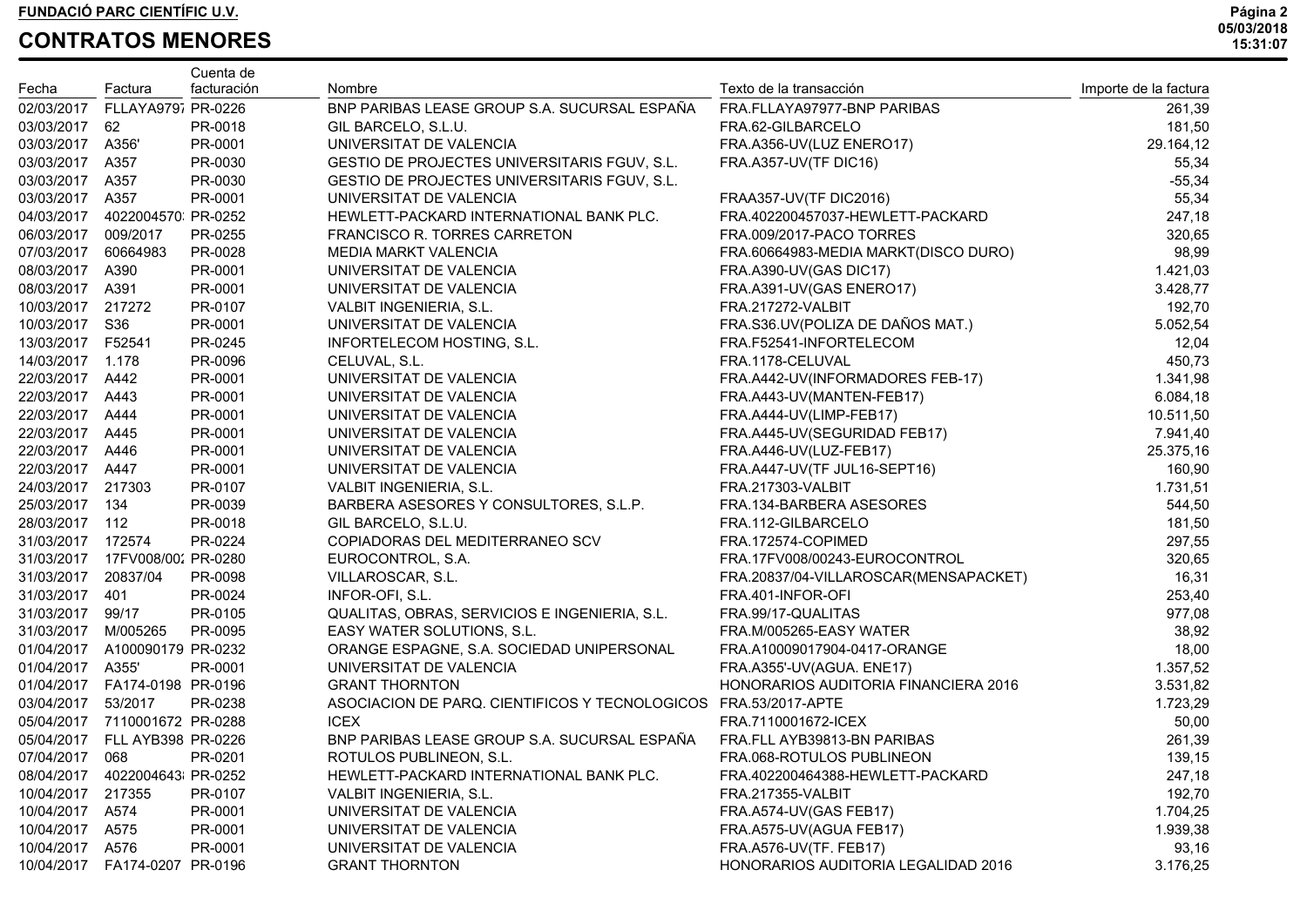**FUNDACIÓ PARC CIENTÍFIC U.V.**

# CONTRATOS MENORES

| Fecha | Factura | Cuenta de facturación | Nombre | Texto de la transacción | Importe de la factura |
|---|---|---|---|---|---|
| 02/03/2017 | FLLAYA9797 | PR-0226 | BNP PARIBAS LEASE GROUP S.A. SUCURSAL ESPAÑA | FRA.FLLAYA97977-BNP PARIBAS | 261,39 |
| 03/03/2017 | 62 | PR-0018 | GIL BARCELO, S.L.U. | FRA.62-GILBARCELO | 181,50 |
| 03/03/2017 | A356' | PR-0001 | UNIVERSITAT DE VALENCIA | FRA.A356-UV(LUZ ENERO17) | 29.164,12 |
| 03/03/2017 | A357 | PR-0030 | GESTIO DE PROJECTES UNIVERSITARIS FGUV, S.L. | FRA.A357-UV(TF DIC16) | 55,34 |
| 03/03/2017 | A357 | PR-0030 | GESTIO DE PROJECTES UNIVERSITARIS FGUV, S.L. | | -55,34 |
| 03/03/2017 | A357 | PR-0001 | UNIVERSITAT DE VALENCIA | FRAA357-UV(TF DIC2016) | 55,34 |
| 04/03/2017 | 4022004570 | PR-0252 | HEWLETT-PACKARD INTERNATIONAL BANK PLC. | FRA.402200457037-HEWLETT-PACKARD | 247,18 |
| 06/03/2017 | 009/2017 | PR-0255 | FRANCISCO R. TORRES CARRETON | FRA.009/2017-PACO TORRES | 320,65 |
| 07/03/2017 | 60664983 | PR-0028 | MEDIA MARKT VALENCIA | FRA.60664983-MEDIA MARKT(DISCO DURO) | 98,99 |
| 08/03/2017 | A390 | PR-0001 | UNIVERSITAT DE VALENCIA | FRA.A390-UV(GAS DIC17) | 1.421,03 |
| 08/03/2017 | A391 | PR-0001 | UNIVERSITAT DE VALENCIA | FRA.A391-UV(GAS ENERO17) | 3.428,77 |
| 10/03/2017 | 217272 | PR-0107 | VALBIT INGENIERIA, S.L. | FRA.217272-VALBIT | 192,70 |
| 10/03/2017 | S36 | PR-0001 | UNIVERSITAT DE VALENCIA | FRA.S36.UV(POLIZA DE DAÑOS MAT.) | 5.052,54 |
| 13/03/2017 | F52541 | PR-0245 | INFORTELECOM HOSTING, S.L. | FRA.F52541-INFORTELECOM | 12,04 |
| 14/03/2017 | 1.178 | PR-0096 | CELUVAL, S.L. | FRA.1178-CELUVAL | 450,73 |
| 22/03/2017 | A442 | PR-0001 | UNIVERSITAT DE VALENCIA | FRA.A442-UV(INFORMADORES FEB-17) | 1.341,98 |
| 22/03/2017 | A443 | PR-0001 | UNIVERSITAT DE VALENCIA | FRA.A443-UV(MANTEN-FEB17) | 6.084,18 |
| 22/03/2017 | A444 | PR-0001 | UNIVERSITAT DE VALENCIA | FRA.A444-UV(LIMP-FEB17) | 10.511,50 |
| 22/03/2017 | A445 | PR-0001 | UNIVERSITAT DE VALENCIA | FRA.A445-UV(SEGURIDAD FEB17) | 7.941,40 |
| 22/03/2017 | A446 | PR-0001 | UNIVERSITAT DE VALENCIA | FRA.A446-UV(LUZ-FEB17) | 25.375,16 |
| 22/03/2017 | A447 | PR-0001 | UNIVERSITAT DE VALENCIA | FRA.A447-UV(TF JUL16-SEPT16) | 160,90 |
| 24/03/2017 | 217303 | PR-0107 | VALBIT INGENIERIA, S.L. | FRA.217303-VALBIT | 1.731,51 |
| 25/03/2017 | 134 | PR-0039 | BARBERA ASESORES Y CONSULTORES, S.L.P. | FRA.134-BARBERA ASESORES | 544,50 |
| 28/03/2017 | 112 | PR-0018 | GIL BARCELO, S.L.U. | FRA.112-GILBARCELO | 181,50 |
| 31/03/2017 | 172574 | PR-0224 | COPIADORAS DEL MEDITERRANEO SCV | FRA.172574-COPIMED | 297,55 |
| 31/03/2017 | 17FV008/002 | PR-0280 | EUROCONTROL, S.A. | FRA.17FV008/00243-EUROCONTROL | 320,65 |
| 31/03/2017 | 20837/04 | PR-0098 | VILLAROSCAR, S.L. | FRA.20837/04-VILLAROSCAR(MENSAPACKET) | 16,31 |
| 31/03/2017 | 401 | PR-0024 | INFOR-OFI, S.L. | FRA.401-INFOR-OFI | 253,40 |
| 31/03/2017 | 99/17 | PR-0105 | QUALITAS, OBRAS, SERVICIOS E INGENIERIA, S.L. | FRA.99/17-QUALITAS | 977,08 |
| 31/03/2017 | M/005265 | PR-0095 | EASY WATER SOLUTIONS, S.L. | FRA.M/005265-EASY WATER | 38,92 |
| 01/04/2017 | A100090179 | PR-0232 | ORANGE ESPAGNE, S.A. SOCIEDAD UNIPERSONAL | FRA.A10009017904-0417-ORANGE | 18,00 |
| 01/04/2017 | A355' | PR-0001 | UNIVERSITAT DE VALENCIA | FRA.A355'-UV(AGUA. ENE17) | 1.357,52 |
| 01/04/2017 | FA174-0198 | PR-0196 | GRANT THORNTON | HONORARIOS AUDITORIA FINANCIERA 2016 | 3.531,82 |
| 03/04/2017 | 53/2017 | PR-0238 | ASOCIACION DE PARQ. CIENTIFICOS Y TECNOLOGICOS | FRA.53/2017-APTE | 1.723,29 |
| 05/04/2017 | 7110001672 | PR-0288 | ICEX | FRA.7110001672-ICEX | 50,00 |
| 05/04/2017 | FLL AYB398 | PR-0226 | BNP PARIBAS LEASE GROUP S.A. SUCURSAL ESPAÑA | FRA.FLL AYB39813-BN PARIBAS | 261,39 |
| 07/04/2017 | 068 | PR-0201 | ROTULOS PUBLINEON, S.L. | FRA.068-ROTULOS PUBLINEON | 139,15 |
| 08/04/2017 | 4022004643 | PR-0252 | HEWLETT-PACKARD INTERNATIONAL BANK PLC. | FRA.402200464388-HEWLETT-PACKARD | 247,18 |
| 10/04/2017 | 217355 | PR-0107 | VALBIT INGENIERIA, S.L. | FRA.217355-VALBIT | 192,70 |
| 10/04/2017 | A574 | PR-0001 | UNIVERSITAT DE VALENCIA | FRA.A574-UV(GAS FEB17) | 1.704,25 |
| 10/04/2017 | A575 | PR-0001 | UNIVERSITAT DE VALENCIA | FRA.A575-UV(AGUA FEB17) | 1.939,38 |
| 10/04/2017 | A576 | PR-0001 | UNIVERSITAT DE VALENCIA | FRA.A576-UV(TF. FEB17) | 93,16 |
| 10/04/2017 | FA174-0207 | PR-0196 | GRANT THORNTON | HONORARIOS AUDITORIA LEGALIDAD 2016 | 3.176,25 |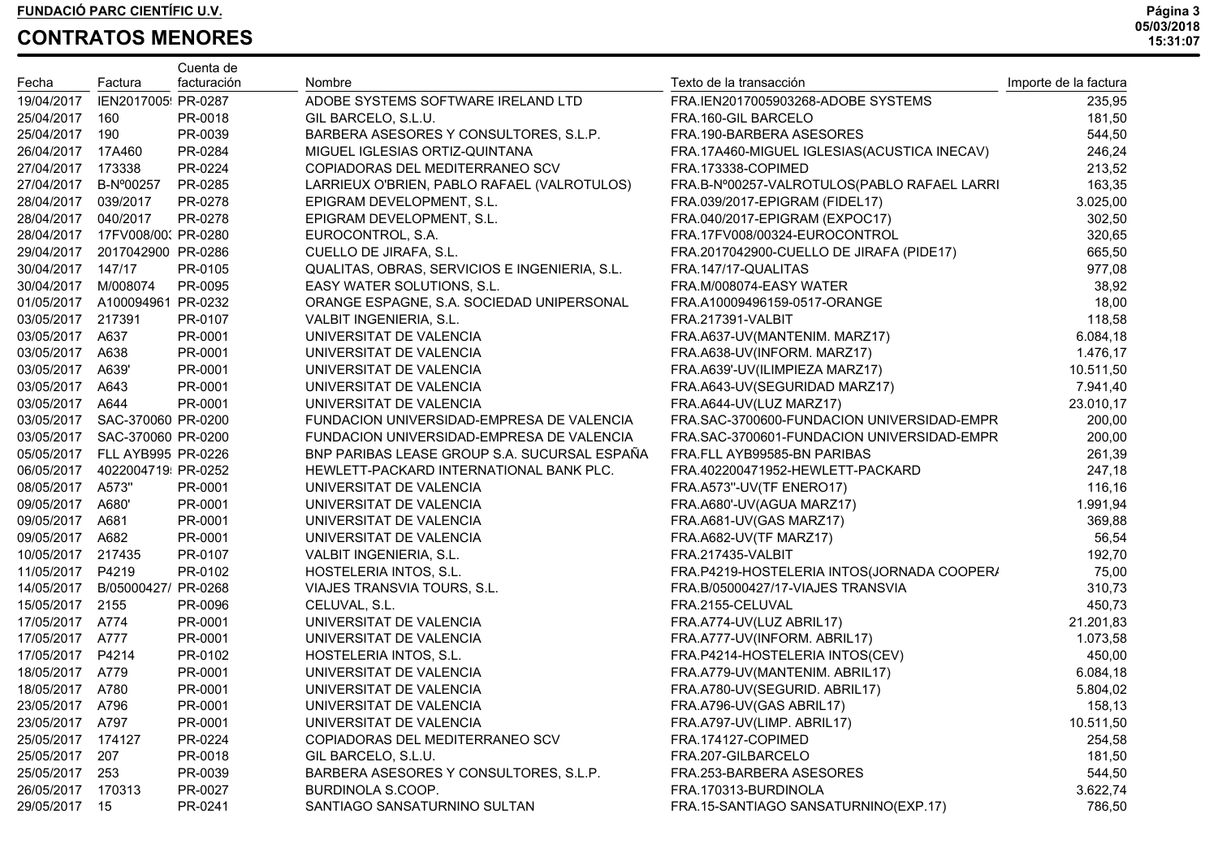**FUNDACIÓ PARC CIENTÍFIC U.V.**

## CONTRATOS MENORES

| Fecha | Factura | Cuenta de facturación | Nombre | Texto de la transacción | Importe de la factura |
|---|---|---|---|---|---|
| 19/04/2017 | IEN2017005! | PR-0287 | ADOBE SYSTEMS SOFTWARE IRELAND LTD | FRA.IEN2017005903268-ADOBE SYSTEMS | 235,95 |
| 25/04/2017 | 160 | PR-0018 | GIL BARCELO, S.L.U. | FRA.160-GIL BARCELO | 181,50 |
| 25/04/2017 | 190 | PR-0039 | BARBERA ASESORES Y CONSULTORES, S.L.P. | FRA.190-BARBERA ASESORES | 544,50 |
| 26/04/2017 | 17A460 | PR-0284 | MIGUEL IGLESIAS ORTIZ-QUINTANA | FRA.17A460-MIGUEL IGLESIAS(ACUSTICA INECAV) | 246,24 |
| 27/04/2017 | 173338 | PR-0224 | COPIADORAS DEL MEDITERRANEO SCV | FRA.173338-COPIMED | 213,52 |
| 27/04/2017 | B-Nº00257 | PR-0285 | LARRIEUX O'BRIEN, PABLO RAFAEL (VALROTULOS) | FRA.B-Nº00257-VALROTULOS(PABLO RAFAEL LARRI | 163,35 |
| 28/04/2017 | 039/2017 | PR-0278 | EPIGRAM DEVELOPMENT, S.L. | FRA.039/2017-EPIGRAM (FIDEL17) | 3.025,00 |
| 28/04/2017 | 040/2017 | PR-0278 | EPIGRAM DEVELOPMENT, S.L. | FRA.040/2017-EPIGRAM (EXPOC17) | 302,50 |
| 28/04/2017 | 17FV008/00: | PR-0280 | EUROCONTROL, S.A. | FRA.17FV008/00324-EUROCONTROL | 320,65 |
| 29/04/2017 | 2017042900 | PR-0286 | CUELLO DE JIRAFA, S.L. | FRA.2017042900-CUELLO DE JIRAFA (PIDE17) | 665,50 |
| 30/04/2017 | 147/17 | PR-0105 | QUALITAS, OBRAS, SERVICIOS E INGENIERIA, S.L. | FRA.147/17-QUALITAS | 977,08 |
| 30/04/2017 | M/008074 | PR-0095 | EASY WATER SOLUTIONS, S.L. | FRA.M/008074-EASY WATER | 38,92 |
| 01/05/2017 | A100094961 | PR-0232 | ORANGE ESPAGNE, S.A. SOCIEDAD UNIPERSONAL | FRA.A10009496159-0517-ORANGE | 18,00 |
| 03/05/2017 | 217391 | PR-0107 | VALBIT INGENIERIA, S.L. | FRA.217391-VALBIT | 118,58 |
| 03/05/2017 | A637 | PR-0001 | UNIVERSITAT DE VALENCIA | FRA.A637-UV(MANTENIM. MARZ17) | 6.084,18 |
| 03/05/2017 | A638 | PR-0001 | UNIVERSITAT DE VALENCIA | FRA.A638-UV(INFORM. MARZ17) | 1.476,17 |
| 03/05/2017 | A639' | PR-0001 | UNIVERSITAT DE VALENCIA | FRA.A639'-UV(ILIMPIEZA MARZ17) | 10.511,50 |
| 03/05/2017 | A643 | PR-0001 | UNIVERSITAT DE VALENCIA | FRA.A643-UV(SEGURIDAD MARZ17) | 7.941,40 |
| 03/05/2017 | A644 | PR-0001 | UNIVERSITAT DE VALENCIA | FRA.A644-UV(LUZ MARZ17) | 23.010,17 |
| 03/05/2017 | SAC-370060 | PR-0200 | FUNDACION UNIVERSIDAD-EMPRESA DE VALENCIA | FRA.SAC-3700600-FUNDACION UNIVERSIDAD-EMPR | 200,00 |
| 03/05/2017 | SAC-370060 | PR-0200 | FUNDACION UNIVERSIDAD-EMPRESA DE VALENCIA | FRA.SAC-3700601-FUNDACION UNIVERSIDAD-EMPR | 200,00 |
| 05/05/2017 | FLL AYB995 | PR-0226 | BNP PARIBAS LEASE GROUP S.A. SUCURSAL ESPAÑA | FRA.FLL AYB99585-BN PARIBAS | 261,39 |
| 06/05/2017 | 4022004719 | PR-0252 | HEWLETT-PACKARD INTERNATIONAL BANK PLC. | FRA.402200471952-HEWLETT-PACKARD | 247,18 |
| 08/05/2017 | A573'' | PR-0001 | UNIVERSITAT DE VALENCIA | FRA.A573''-UV(TF ENERO17) | 116,16 |
| 09/05/2017 | A680' | PR-0001 | UNIVERSITAT DE VALENCIA | FRA.A680'-UV(AGUA MARZ17) | 1.991,94 |
| 09/05/2017 | A681 | PR-0001 | UNIVERSITAT DE VALENCIA | FRA.A681-UV(GAS MARZ17) | 369,88 |
| 09/05/2017 | A682 | PR-0001 | UNIVERSITAT DE VALENCIA | FRA.A682-UV(TF MARZ17) | 56,54 |
| 10/05/2017 | 217435 | PR-0107 | VALBIT INGENIERIA, S.L. | FRA.217435-VALBIT | 192,70 |
| 11/05/2017 | P4219 | PR-0102 | HOSTELERIA INTOS, S.L. | FRA.P4219-HOSTELERIA INTOS(JORNADA COOPER/ | 75,00 |
| 14/05/2017 | B/05000427/ | PR-0268 | VIAJES TRANSVIA TOURS, S.L. | FRA.B/05000427/17-VIAJES TRANSVIA | 310,73 |
| 15/05/2017 | 2155 | PR-0096 | CELUVAL, S.L. | FRA.2155-CELUVAL | 450,73 |
| 17/05/2017 | A774 | PR-0001 | UNIVERSITAT DE VALENCIA | FRA.A774-UV(LUZ ABRIL17) | 21.201,83 |
| 17/05/2017 | A777 | PR-0001 | UNIVERSITAT DE VALENCIA | FRA.A777-UV(INFORM. ABRIL17) | 1.073,58 |
| 17/05/2017 | P4214 | PR-0102 | HOSTELERIA INTOS, S.L. | FRA.P4214-HOSTELERIA INTOS(CEV) | 450,00 |
| 18/05/2017 | A779 | PR-0001 | UNIVERSITAT DE VALENCIA | FRA.A779-UV(MANTENIM. ABRIL17) | 6.084,18 |
| 18/05/2017 | A780 | PR-0001 | UNIVERSITAT DE VALENCIA | FRA.A780-UV(SEGURID. ABRIL17) | 5.804,02 |
| 23/05/2017 | A796 | PR-0001 | UNIVERSITAT DE VALENCIA | FRA.A796-UV(GAS ABRIL17) | 158,13 |
| 23/05/2017 | A797 | PR-0001 | UNIVERSITAT DE VALENCIA | FRA.A797-UV(LIMP. ABRIL17) | 10.511,50 |
| 25/05/2017 | 174127 | PR-0224 | COPIADORAS DEL MEDITERRANEO SCV | FRA.174127-COPIMED | 254,58 |
| 25/05/2017 | 207 | PR-0018 | GIL BARCELO, S.L.U. | FRA.207-GILBARCELO | 181,50 |
| 25/05/2017 | 253 | PR-0039 | BARBERA ASESORES Y CONSULTORES, S.L.P. | FRA.253-BARBERA ASESORES | 544,50 |
| 26/05/2017 | 170313 | PR-0027 | BURDINOLA S.COOP. | FRA.170313-BURDINOLA | 3.622,74 |
| 29/05/2017 | 15 | PR-0241 | SANTIAGO SANSATURNINO SULTAN | FRA.15-SANTIAGO SANSATURNINO(EXP.17) | 786,50 |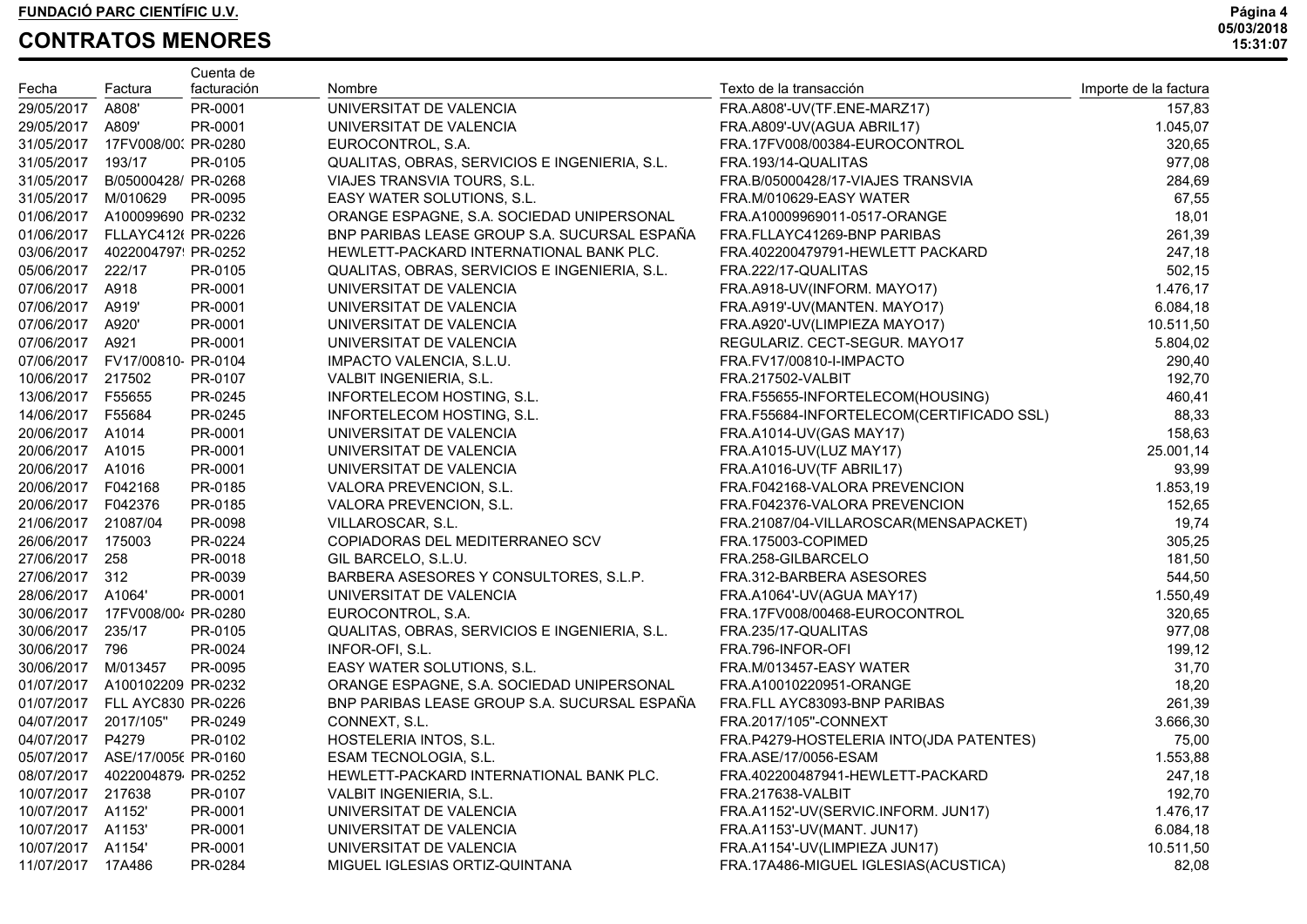**FUNDACIÓ PARC CIENTÍFIC U.V.**

# CONTRATOS MENORES

| Fecha | Factura | Cuenta de facturación | Nombre | Texto de la transacción | Importe de la factura |
|---|---|---|---|---|---|
| 29/05/2017 | A808' | PR-0001 | UNIVERSITAT DE VALENCIA | FRA.A808'-UV(TF.ENE-MARZ17) | 157,83 |
| 29/05/2017 | A809' | PR-0001 | UNIVERSITAT DE VALENCIA | FRA.A809'-UV(AGUA ABRIL17) | 1.045,07 |
| 31/05/2017 | 17FV008/00: | PR-0280 | EUROCONTROL, S.A. | FRA.17FV008/00384-EUROCONTROL | 320,65 |
| 31/05/2017 | 193/17 | PR-0105 | QUALITAS, OBRAS, SERVICIOS E INGENIERIA, S.L. | FRA.193/14-QUALITAS | 977,08 |
| 31/05/2017 | B/05000428/ | PR-0268 | VIAJES TRANSVIA TOURS, S.L. | FRA.B/05000428/17-VIAJES TRANSVIA | 284,69 |
| 31/05/2017 | M/010629 | PR-0095 | EASY WATER SOLUTIONS, S.L. | FRA.M/010629-EASY WATER | 67,55 |
| 01/06/2017 | A100099690 | PR-0232 | ORANGE ESPAGNE, S.A. SOCIEDAD UNIPERSONAL | FRA.A10009969011-0517-ORANGE | 18,01 |
| 01/06/2017 | FLLAYC412( | PR-0226 | BNP PARIBAS LEASE GROUP S.A. SUCURSAL ESPAÑA | FRA.FLLAYC41269-BNP PARIBAS | 261,39 |
| 03/06/2017 | 4022004797! | PR-0252 | HEWLETT-PACKARD INTERNATIONAL BANK PLC. | FRA.402200479791-HEWLETT PACKARD | 247,18 |
| 05/06/2017 | 222/17 | PR-0105 | QUALITAS, OBRAS, SERVICIOS E INGENIERIA, S.L. | FRA.222/17-QUALITAS | 502,15 |
| 07/06/2017 | A918 | PR-0001 | UNIVERSITAT DE VALENCIA | FRA.A918-UV(INFORM. MAYO17) | 1.476,17 |
| 07/06/2017 | A919' | PR-0001 | UNIVERSITAT DE VALENCIA | FRA.A919'-UV(MANTEN. MAYO17) | 6.084,18 |
| 07/06/2017 | A920' | PR-0001 | UNIVERSITAT DE VALENCIA | FRA.A920'-UV(LIMPIEZA MAYO17) | 10.511,50 |
| 07/06/2017 | A921 | PR-0001 | UNIVERSITAT DE VALENCIA | REGULARIZ. CECT-SEGUR. MAYO17 | 5.804,02 |
| 07/06/2017 | FV17/00810- | PR-0104 | IMPACTO VALENCIA, S.L.U. | FRA.FV17/00810-I-IMPACTO | 290,40 |
| 10/06/2017 | 217502 | PR-0107 | VALBIT INGENIERIA, S.L. | FRA.217502-VALBIT | 192,70 |
| 13/06/2017 | F55655 | PR-0245 | INFORTELECOM HOSTING, S.L. | FRA.F55655-INFORTELECOM(HOUSING) | 460,41 |
| 14/06/2017 | F55684 | PR-0245 | INFORTELECOM HOSTING, S.L. | FRA.F55684-INFORTELECOM(CERTIFICADO SSL) | 88,33 |
| 20/06/2017 | A1014 | PR-0001 | UNIVERSITAT DE VALENCIA | FRA.A1014-UV(GAS MAY17) | 158,63 |
| 20/06/2017 | A1015 | PR-0001 | UNIVERSITAT DE VALENCIA | FRA.A1015-UV(LUZ MAY17) | 25.001,14 |
| 20/06/2017 | A1016 | PR-0001 | UNIVERSITAT DE VALENCIA | FRA.A1016-UV(TF ABRIL17) | 93,99 |
| 20/06/2017 | F042168 | PR-0185 | VALORA PREVENCION, S.L. | FRA.F042168-VALORA PREVENCION | 1.853,19 |
| 20/06/2017 | F042376 | PR-0185 | VALORA PREVENCION, S.L. | FRA.F042376-VALORA PREVENCION | 152,65 |
| 21/06/2017 | 21087/04 | PR-0098 | VILLAROSCAR, S.L. | FRA.21087/04-VILLAROSCAR(MENSAPACKET) | 19,74 |
| 26/06/2017 | 175003 | PR-0224 | COPIADORAS DEL MEDITERRANEO SCV | FRA.175003-COPIMED | 305,25 |
| 27/06/2017 | 258 | PR-0018 | GIL BARCELO, S.L.U. | FRA.258-GILBARCELO | 181,50 |
| 27/06/2017 | 312 | PR-0039 | BARBERA ASESORES Y CONSULTORES, S.L.P. | FRA.312-BARBERA ASESORES | 544,50 |
| 28/06/2017 | A1064' | PR-0001 | UNIVERSITAT DE VALENCIA | FRA.A1064'-UV(AGUA MAY17) | 1.550,49 |
| 30/06/2017 | 17FV008/00 | PR-0280 | EUROCONTROL, S.A. | FRA.17FV008/00468-EUROCONTROL | 320,65 |
| 30/06/2017 | 235/17 | PR-0105 | QUALITAS, OBRAS, SERVICIOS E INGENIERIA, S.L. | FRA.235/17-QUALITAS | 977,08 |
| 30/06/2017 | 796 | PR-0024 | INFOR-OFI, S.L. | FRA.796-INFOR-OFI | 199,12 |
| 30/06/2017 | M/013457 | PR-0095 | EASY WATER SOLUTIONS, S.L. | FRA.M/013457-EASY WATER | 31,70 |
| 01/07/2017 | A100102209 | PR-0232 | ORANGE ESPAGNE, S.A. SOCIEDAD UNIPERSONAL | FRA.A10010220951-ORANGE | 18,20 |
| 01/07/2017 | FLL AYC830 | PR-0226 | BNP PARIBAS LEASE GROUP S.A. SUCURSAL ESPAÑA | FRA.FLL AYC83093-BNP PARIBAS | 261,39 |
| 04/07/2017 | 2017/105'' | PR-0249 | CONNEXT, S.L. | FRA.2017/105''-CONNEXT | 3.666,30 |
| 04/07/2017 | P4279 | PR-0102 | HOSTELERIA INTOS, S.L. | FRA.P4279-HOSTELERIA INTO(JDA PATENTES) | 75,00 |
| 05/07/2017 | ASE/17/0056 | PR-0160 | ESAM TECNOLOGIA, S.L. | FRA.ASE/17/0056-ESAM | 1.553,88 |
| 08/07/2017 | 4022004879 | PR-0252 | HEWLETT-PACKARD INTERNATIONAL BANK PLC. | FRA.402200487941-HEWLETT-PACKARD | 247,18 |
| 10/07/2017 | 217638 | PR-0107 | VALBIT INGENIERIA, S.L. | FRA.217638-VALBIT | 192,70 |
| 10/07/2017 | A1152' | PR-0001 | UNIVERSITAT DE VALENCIA | FRA.A1152'-UV(SERVIC.INFORM. JUN17) | 1.476,17 |
| 10/07/2017 | A1153' | PR-0001 | UNIVERSITAT DE VALENCIA | FRA.A1153'-UV(MANT. JUN17) | 6.084,18 |
| 10/07/2017 | A1154' | PR-0001 | UNIVERSITAT DE VALENCIA | FRA.A1154'-UV(LIMPIEZA JUN17) | 10.511,50 |
| 11/07/2017 | 17A486 | PR-0284 | MIGUEL IGLESIAS ORTIZ-QUINTANA | FRA.17A486-MIGUEL IGLESIAS(ACUSTICA) | 82,08 |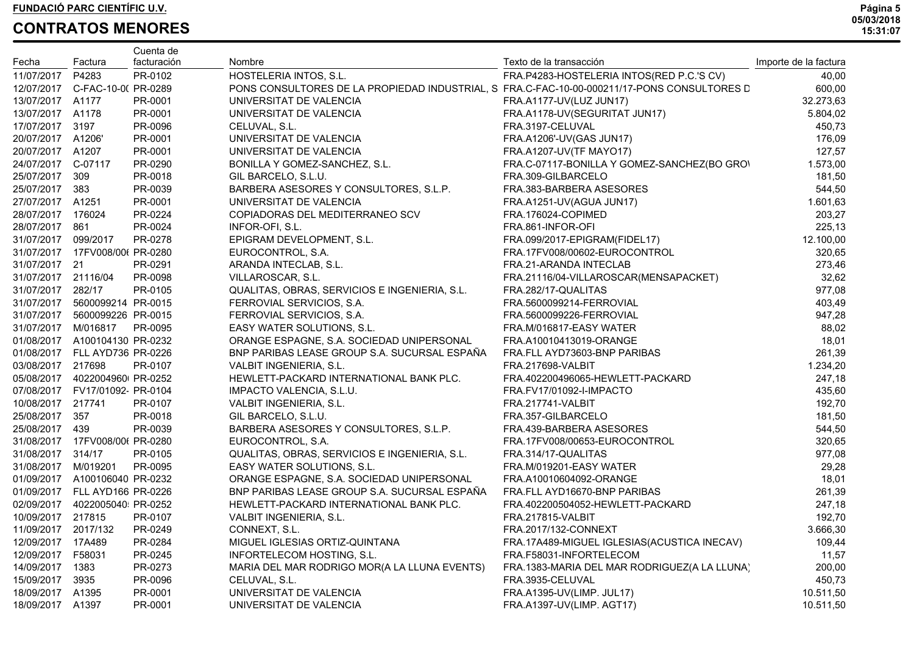**FUNDACIÓ PARC CIENTÍFIC U.V.**

# CONTRATOS MENORES

| Fecha | Factura | Cuenta de facturación | Nombre | Texto de la transacción | Importe de la factura |
|---|---|---|---|---|---|
| 11/07/2017 | P4283 | PR-0102 | HOSTELERIA INTOS, S.L. | FRA.P4283-HOSTELERIA INTOS(RED P.C.'S CV) | 40,00 |
| 12/07/2017 | C-FAC-10-0( | PR-0289 | PONS CONSULTORES DE LA PROPIEDAD INDUSTRIAL, S | FRA.C-FAC-10-00-000211/17-PONS CONSULTORES D | 600,00 |
| 13/07/2017 | A1177 | PR-0001 | UNIVERSITAT DE VALENCIA | FRA.A1177-UV(LUZ JUN17) | 32.273,63 |
| 13/07/2017 | A1178 | PR-0001 | UNIVERSITAT DE VALENCIA | FRA.A1178-UV(SEGURITAT JUN17) | 5.804,02 |
| 17/07/2017 | 3197 | PR-0096 | CELUVAL, S.L. | FRA.3197-CELUVAL | 450,73 |
| 20/07/2017 | A1206' | PR-0001 | UNIVERSITAT DE VALENCIA | FRA.A1206'-UV(GAS JUN17) | 176,09 |
| 20/07/2017 | A1207 | PR-0001 | UNIVERSITAT DE VALENCIA | FRA.A1207-UV(TF MAYO17) | 127,57 |
| 24/07/2017 | C-07117 | PR-0290 | BONILLA Y GOMEZ-SANCHEZ, S.L. | FRA.C-07117-BONILLA Y GOMEZ-SANCHEZ(BO GRO\ | 1.573,00 |
| 25/07/2017 | 309 | PR-0018 | GIL BARCELO, S.L.U. | FRA.309-GILBARCELO | 181,50 |
| 25/07/2017 | 383 | PR-0039 | BARBERA ASESORES Y CONSULTORES, S.L.P. | FRA.383-BARBERA ASESORES | 544,50 |
| 27/07/2017 | A1251 | PR-0001 | UNIVERSITAT DE VALENCIA | FRA.A1251-UV(AGUA JUN17) | 1.601,63 |
| 28/07/2017 | 176024 | PR-0224 | COPIADORAS DEL MEDITERRANEO SCV | FRA.176024-COPIMED | 203,27 |
| 28/07/2017 | 861 | PR-0024 | INFOR-OFI, S.L. | FRA.861-INFOR-OFI | 225,13 |
| 31/07/2017 | 099/2017 | PR-0278 | EPIGRAM DEVELOPMENT, S.L. | FRA.099/2017-EPIGRAM(FIDEL17) | 12.100,00 |
| 31/07/2017 | 17FV008/00( | PR-0280 | EUROCONTROL, S.A. | FRA.17FV008/00602-EUROCONTROL | 320,65 |
| 31/07/2017 | 21 | PR-0291 | ARANDA INTECLAB, S.L. | FRA.21-ARANDA INTECLAB | 273,46 |
| 31/07/2017 | 21116/04 | PR-0098 | VILLAROSCAR, S.L. | FRA.21116/04-VILLAROSCAR(MENSAPACKET) | 32,62 |
| 31/07/2017 | 282/17 | PR-0105 | QUALITAS, OBRAS, SERVICIOS E INGENIERIA, S.L. | FRA.282/17-QUALITAS | 977,08 |
| 31/07/2017 | 5600099214 | PR-0015 | FERROVIAL SERVICIOS, S.A. | FRA.5600099214-FERROVIAL | 403,49 |
| 31/07/2017 | 5600099226 | PR-0015 | FERROVIAL SERVICIOS, S.A. | FRA.5600099226-FERROVIAL | 947,28 |
| 31/07/2017 | M/016817 | PR-0095 | EASY WATER SOLUTIONS, S.L. | FRA.M/016817-EASY WATER | 88,02 |
| 01/08/2017 | A100104130 | PR-0232 | ORANGE ESPAGNE, S.A. SOCIEDAD UNIPERSONAL | FRA.A10010413019-ORANGE | 18,01 |
| 01/08/2017 | FLL AYD736 | PR-0226 | BNP PARIBAS LEASE GROUP S.A. SUCURSAL ESPAÑA | FRA.FLL AYD73603-BNP PARIBAS | 261,39 |
| 03/08/2017 | 217698 | PR-0107 | VALBIT INGENIERIA, S.L. | FRA.217698-VALBIT | 1.234,20 |
| 05/08/2017 | 40220049600 | PR-0252 | HEWLETT-PACKARD INTERNATIONAL BANK PLC. | FRA.402200496065-HEWLETT-PACKARD | 247,18 |
| 07/08/2017 | FV17/01092- | PR-0104 | IMPACTO VALENCIA, S.L.U. | FRA.FV17/01092-I-IMPACTO | 435,60 |
| 10/08/2017 | 217741 | PR-0107 | VALBIT INGENIERIA, S.L. | FRA.217741-VALBIT | 192,70 |
| 25/08/2017 | 357 | PR-0018 | GIL BARCELO, S.L.U. | FRA.357-GILBARCELO | 181,50 |
| 25/08/2017 | 439 | PR-0039 | BARBERA ASESORES Y CONSULTORES, S.L.P. | FRA.439-BARBERA ASESORES | 544,50 |
| 31/08/2017 | 17FV008/00( | PR-0280 | EUROCONTROL, S.A. | FRA.17FV008/00653-EUROCONTROL | 320,65 |
| 31/08/2017 | 314/17 | PR-0105 | QUALITAS, OBRAS, SERVICIOS E INGENIERIA, S.L. | FRA.314/17-QUALITAS | 977,08 |
| 31/08/2017 | M/019201 | PR-0095 | EASY WATER SOLUTIONS, S.L. | FRA.M/019201-EASY WATER | 29,28 |
| 01/09/2017 | A100106040 | PR-0232 | ORANGE ESPAGNE, S.A. SOCIEDAD UNIPERSONAL | FRA.A10010604092-ORANGE | 18,01 |
| 01/09/2017 | FLL AYD166 | PR-0226 | BNP PARIBAS LEASE GROUP S.A. SUCURSAL ESPAÑA | FRA.FLL AYD16670-BNP PARIBAS | 261,39 |
| 02/09/2017 | 40220050405 | PR-0252 | HEWLETT-PACKARD INTERNATIONAL BANK PLC. | FRA.402200504052-HEWLETT-PACKARD | 247,18 |
| 10/09/2017 | 217815 | PR-0107 | VALBIT INGENIERIA, S.L. | FRA.217815-VALBIT | 192,70 |
| 11/09/2017 | 2017/132 | PR-0249 | CONNEXT, S.L. | FRA.2017/132-CONNEXT | 3.666,30 |
| 12/09/2017 | 17A489 | PR-0284 | MIGUEL IGLESIAS ORTIZ-QUINTANA | FRA.17A489-MIGUEL IGLESIAS(ACUSTICA INECAV) | 109,44 |
| 12/09/2017 | F58031 | PR-0245 | INFORTELECOM HOSTING, S.L. | FRA.F58031-INFORTELECOM | 11,57 |
| 14/09/2017 | 1383 | PR-0273 | MARIA DEL MAR RODRIGO MOR(A LA LLUNA EVENTS) | FRA.1383-MARIA DEL MAR RODRIGUEZ(A LA LLUNA) | 200,00 |
| 15/09/2017 | 3935 | PR-0096 | CELUVAL, S.L. | FRA.3935-CELUVAL | 450,73 |
| 18/09/2017 | A1395 | PR-0001 | UNIVERSITAT DE VALENCIA | FRA.A1395-UV(LIMP. JUL17) | 10.511,50 |
| 18/09/2017 | A1397 | PR-0001 | UNIVERSITAT DE VALENCIA | FRA.A1397-UV(LIMP. AGT17) | 10.511,50 |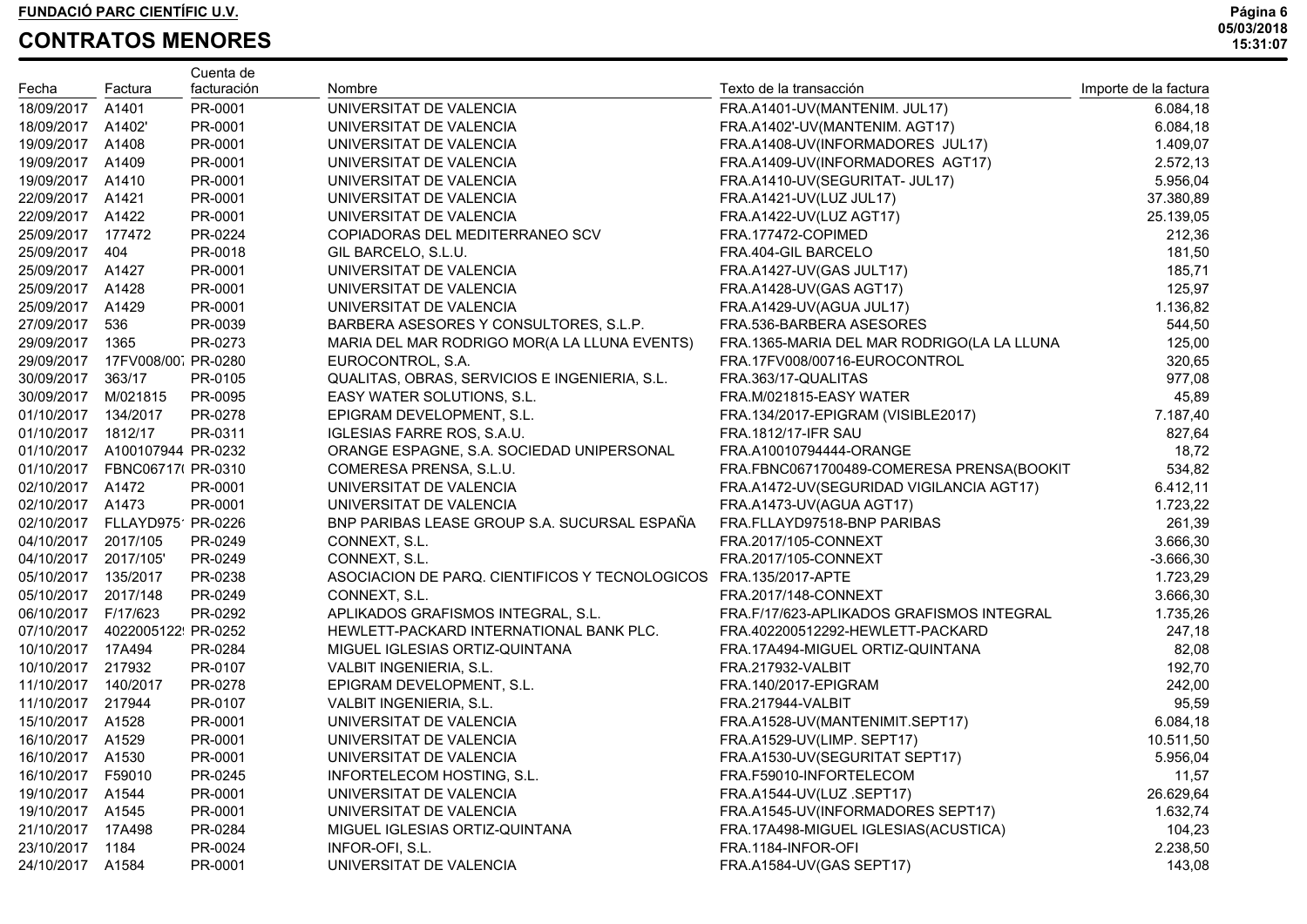**FUNDACIÓ PARC CIENTÍFIC U.V.**

## CONTRATOS MENORES

| Fecha | Factura | Cuenta de facturación | Nombre | Texto de la transacción | Importe de la factura |
|---|---|---|---|---|---|
| 18/09/2017 | A1401 | PR-0001 | UNIVERSITAT DE VALENCIA | FRA.A1401-UV(MANTENIM. JUL17) | 6.084,18 |
| 18/09/2017 | A1402' | PR-0001 | UNIVERSITAT DE VALENCIA | FRA.A1402'-UV(MANTENIM. AGT17) | 6.084,18 |
| 19/09/2017 | A1408 | PR-0001 | UNIVERSITAT DE VALENCIA | FRA.A1408-UV(INFORMADORES JUL17) | 1.409,07 |
| 19/09/2017 | A1409 | PR-0001 | UNIVERSITAT DE VALENCIA | FRA.A1409-UV(INFORMADORES AGT17) | 2.572,13 |
| 19/09/2017 | A1410 | PR-0001 | UNIVERSITAT DE VALENCIA | FRA.A1410-UV(SEGURITAT- JUL17) | 5.956,04 |
| 22/09/2017 | A1421 | PR-0001 | UNIVERSITAT DE VALENCIA | FRA.A1421-UV(LUZ JUL17) | 37.380,89 |
| 22/09/2017 | A1422 | PR-0001 | UNIVERSITAT DE VALENCIA | FRA.A1422-UV(LUZ AGT17) | 25.139,05 |
| 25/09/2017 | 177472 | PR-0224 | COPIADORAS DEL MEDITERRANEO SCV | FRA.177472-COPIMED | 212,36 |
| 25/09/2017 | 404 | PR-0018 | GIL BARCELO, S.L.U. | FRA.404-GIL BARCELO | 181,50 |
| 25/09/2017 | A1427 | PR-0001 | UNIVERSITAT DE VALENCIA | FRA.A1427-UV(GAS JULT17) | 185,71 |
| 25/09/2017 | A1428 | PR-0001 | UNIVERSITAT DE VALENCIA | FRA.A1428-UV(GAS AGT17) | 125,97 |
| 25/09/2017 | A1429 | PR-0001 | UNIVERSITAT DE VALENCIA | FRA.A1429-UV(AGUA JUL17) | 1.136,82 |
| 27/09/2017 | 536 | PR-0039 | BARBERA ASESORES Y CONSULTORES, S.L.P. | FRA.536-BARBERA ASESORES | 544,50 |
| 29/09/2017 | 1365 | PR-0273 | MARIA DEL MAR RODRIGO MOR(A LA LLUNA EVENTS) | FRA.1365-MARIA DEL MAR RODRIGO(LA LA LLUNA | 125,00 |
| 29/09/2017 | 17FV008/007 | PR-0280 | EUROCONTROL, S.A. | FRA.17FV008/00716-EUROCONTROL | 320,65 |
| 30/09/2017 | 363/17 | PR-0105 | QUALITAS, OBRAS, SERVICIOS E INGENIERIA, S.L. | FRA.363/17-QUALITAS | 977,08 |
| 30/09/2017 | M/021815 | PR-0095 | EASY WATER SOLUTIONS, S.L. | FRA.M/021815-EASY WATER | 45,89 |
| 01/10/2017 | 134/2017 | PR-0278 | EPIGRAM DEVELOPMENT, S.L. | FRA.134/2017-EPIGRAM (VISIBLE2017) | 7.187,40 |
| 01/10/2017 | 1812/17 | PR-0311 | IGLESIAS FARRE ROS, S.A.U. | FRA.1812/17-IFR SAU | 827,64 |
| 01/10/2017 | A100107944 | PR-0232 | ORANGE ESPAGNE, S.A. SOCIEDAD UNIPERSONAL | FRA.A10010794444-ORANGE | 18,72 |
| 01/10/2017 | FBNC06717( | PR-0310 | COMERESA PRENSA, S.L.U. | FRA.FBNC0671700489-COMERESA PRENSA(BOOKIT | 534,82 |
| 02/10/2017 | A1472 | PR-0001 | UNIVERSITAT DE VALENCIA | FRA.A1472-UV(SEGURIDAD VIGILANCIA AGT17) | 6.412,11 |
| 02/10/2017 | A1473 | PR-0001 | UNIVERSITAT DE VALENCIA | FRA.A1473-UV(AGUA AGT17) | 1.723,22 |
| 02/10/2017 | FLLAYD975' | PR-0226 | BNP PARIBAS LEASE GROUP S.A. SUCURSAL ESPAÑA | FRA.FLLAYD97518-BNP PARIBAS | 261,39 |
| 04/10/2017 | 2017/105 | PR-0249 | CONNEXT, S.L. | FRA.2017/105-CONNEXT | 3.666,30 |
| 04/10/2017 | 2017/105' | PR-0249 | CONNEXT, S.L. | FRA.2017/105-CONNEXT | -3.666,30 |
| 05/10/2017 | 135/2017 | PR-0238 | ASOCIACION DE PARQ. CIENTIFICOS Y TECNOLOGICOS | FRA.135/2017-APTE | 1.723,29 |
| 05/10/2017 | 2017/148 | PR-0249 | CONNEXT, S.L. | FRA.2017/148-CONNEXT | 3.666,30 |
| 06/10/2017 | F/17/623 | PR-0292 | APLIKADOS GRAFISMOS INTEGRAL, S.L. | FRA.F/17/623-APLIKADOS GRAFISMOS INTEGRAL | 1.735,26 |
| 07/10/2017 | 4022005122! | PR-0252 | HEWLETT-PACKARD INTERNATIONAL BANK PLC. | FRA.402200512292-HEWLETT-PACKARD | 247,18 |
| 10/10/2017 | 17A494 | PR-0284 | MIGUEL IGLESIAS ORTIZ-QUINTANA | FRA.17A494-MIGUEL ORTIZ-QUINTANA | 82,08 |
| 10/10/2017 | 217932 | PR-0107 | VALBIT INGENIERIA, S.L. | FRA.217932-VALBIT | 192,70 |
| 11/10/2017 | 140/2017 | PR-0278 | EPIGRAM DEVELOPMENT, S.L. | FRA.140/2017-EPIGRAM | 242,00 |
| 11/10/2017 | 217944 | PR-0107 | VALBIT INGENIERIA, S.L. | FRA.217944-VALBIT | 95,59 |
| 15/10/2017 | A1528 | PR-0001 | UNIVERSITAT DE VALENCIA | FRA.A1528-UV(MANTENIMIT.SEPT17) | 6.084,18 |
| 16/10/2017 | A1529 | PR-0001 | UNIVERSITAT DE VALENCIA | FRA.A1529-UV(LIMP. SEPT17) | 10.511,50 |
| 16/10/2017 | A1530 | PR-0001 | UNIVERSITAT DE VALENCIA | FRA.A1530-UV(SEGURITAT SEPT17) | 5.956,04 |
| 16/10/2017 | F59010 | PR-0245 | INFORTELECOM HOSTING, S.L. | FRA.F59010-INFORTELECOM | 11,57 |
| 19/10/2017 | A1544 | PR-0001 | UNIVERSITAT DE VALENCIA | FRA.A1544-UV(LUZ .SEPT17) | 26.629,64 |
| 19/10/2017 | A1545 | PR-0001 | UNIVERSITAT DE VALENCIA | FRA.A1545-UV(INFORMADORES SEPT17) | 1.632,74 |
| 21/10/2017 | 17A498 | PR-0284 | MIGUEL IGLESIAS ORTIZ-QUINTANA | FRA.17A498-MIGUEL IGLESIAS(ACUSTICA) | 104,23 |
| 23/10/2017 | 1184 | PR-0024 | INFOR-OFI, S.L. | FRA.1184-INFOR-OFI | 2.238,50 |
| 24/10/2017 | A1584 | PR-0001 | UNIVERSITAT DE VALENCIA | FRA.A1584-UV(GAS SEPT17) | 143,08 |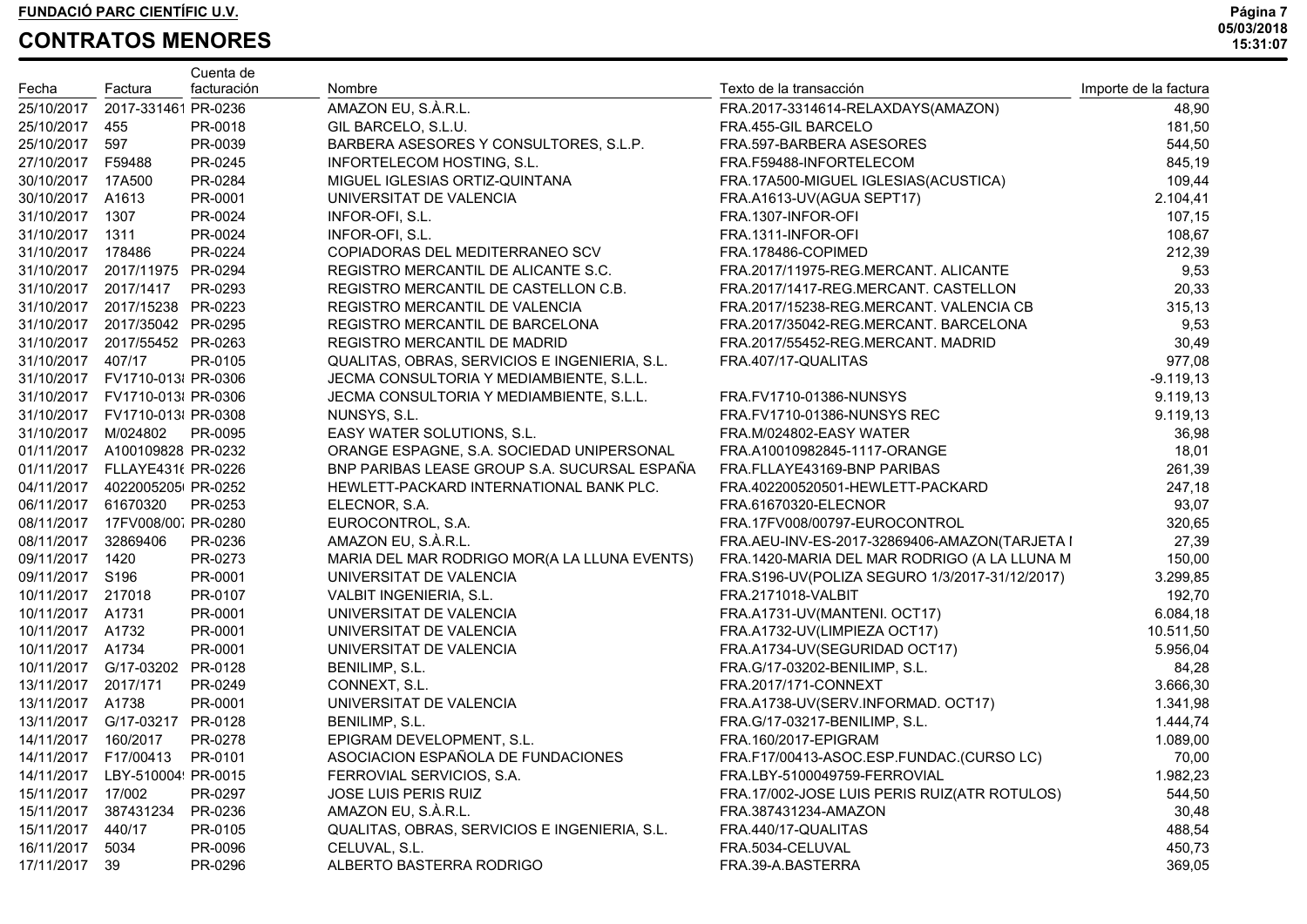**FUNDACIÓ PARC CIENTÍFIC U.V.**

# CONTRATOS MENORES

| Fecha | Factura | Cuenta de facturación | Nombre | Texto de la transacción | Importe de la factura |
|---|---|---|---|---|---|
| 25/10/2017 | 2017-331461 | PR-0236 | AMAZON EU, S.À.R.L. | FRA.2017-3314614-RELAXDAYS(AMAZON) | 48,90 |
| 25/10/2017 | 455 | PR-0018 | GIL BARCELO, S.L.U. | FRA.455-GIL BARCELO | 181,50 |
| 25/10/2017 | 597 | PR-0039 | BARBERA ASESORES Y CONSULTORES, S.L.P. | FRA.597-BARBERA ASESORES | 544,50 |
| 27/10/2017 | F59488 | PR-0245 | INFORTELECOM HOSTING, S.L. | FRA.F59488-INFORTELECOM | 845,19 |
| 30/10/2017 | 17A500 | PR-0284 | MIGUEL IGLESIAS ORTIZ-QUINTANA | FRA.17A500-MIGUEL IGLESIAS(ACUSTICA) | 109,44 |
| 30/10/2017 | A1613 | PR-0001 | UNIVERSITAT DE VALENCIA | FRA.A1613-UV(AGUA SEPT17) | 2.104,41 |
| 31/10/2017 | 1307 | PR-0024 | INFOR-OFI, S.L. | FRA.1307-INFOR-OFI | 107,15 |
| 31/10/2017 | 1311 | PR-0024 | INFOR-OFI, S.L. | FRA.1311-INFOR-OFI | 108,67 |
| 31/10/2017 | 178486 | PR-0224 | COPIADORAS DEL MEDITERRANEO SCV | FRA.178486-COPIMED | 212,39 |
| 31/10/2017 | 2017/11975 | PR-0294 | REGISTRO MERCANTIL DE ALICANTE S.C. | FRA.2017/11975-REG.MERCANT. ALICANTE | 9,53 |
| 31/10/2017 | 2017/1417 | PR-0293 | REGISTRO MERCANTIL DE CASTELLON C.B. | FRA.2017/1417-REG.MERCANT. CASTELLON | 20,33 |
| 31/10/2017 | 2017/15238 | PR-0223 | REGISTRO MERCANTIL DE VALENCIA | FRA.2017/15238-REG.MERCANT. VALENCIA CB | 315,13 |
| 31/10/2017 | 2017/35042 | PR-0295 | REGISTRO MERCANTIL DE BARCELONA | FRA.2017/35042-REG.MERCANT. BARCELONA | 9,53 |
| 31/10/2017 | 2017/55452 | PR-0263 | REGISTRO MERCANTIL DE MADRID | FRA.2017/55452-REG.MERCANT. MADRID | 30,49 |
| 31/10/2017 | 407/17 | PR-0105 | QUALITAS, OBRAS, SERVICIOS E INGENIERIA, S.L. | FRA.407/17-QUALITAS | 977,08 |
| 31/10/2017 | FV1710-013 | PR-0306 | JECMA CONSULTORIA Y MEDIAMBIENTE, S.L.L. | | -9.119,13 |
| 31/10/2017 | FV1710-013 | PR-0306 | JECMA CONSULTORIA Y MEDIAMBIENTE, S.L.L. | FRA.FV1710-01386-NUNSYS | 9.119,13 |
| 31/10/2017 | FV1710-013 | PR-0308 | NUNSYS, S.L. | FRA.FV1710-01386-NUNSYS REC | 9.119,13 |
| 31/10/2017 | M/024802 | PR-0095 | EASY WATER SOLUTIONS, S.L. | FRA.M/024802-EASY WATER | 36,98 |
| 01/11/2017 | A100109828 | PR-0232 | ORANGE ESPAGNE, S.A. SOCIEDAD UNIPERSONAL | FRA.A10010982845-1117-ORANGE | 18,01 |
| 01/11/2017 | FLLAYE4316 | PR-0226 | BNP PARIBAS LEASE GROUP S.A. SUCURSAL ESPAÑA | FRA.FLLAYE43169-BNP PARIBAS | 261,39 |
| 04/11/2017 | 4022005205 | PR-0252 | HEWLETT-PACKARD INTERNATIONAL BANK PLC. | FRA.402200520501-HEWLETT-PACKARD | 247,18 |
| 06/11/2017 | 61670320 | PR-0253 | ELECNOR, S.A. | FRA.61670320-ELECNOR | 93,07 |
| 08/11/2017 | 17FV008/007 | PR-0280 | EUROCONTROL, S.A. | FRA.17FV008/00797-EUROCONTROL | 320,65 |
| 08/11/2017 | 32869406 | PR-0236 | AMAZON EU, S.À.R.L. | FRA.AEU-INV-ES-2017-32869406-AMAZON(TARJETA I | 27,39 |
| 09/11/2017 | 1420 | PR-0273 | MARIA DEL MAR RODRIGO MOR(A LA LLUNA EVENTS) | FRA.1420-MARIA DEL MAR RODRIGO (A LA LLUNA M | 150,00 |
| 09/11/2017 | S196 | PR-0001 | UNIVERSITAT DE VALENCIA | FRA.S196-UV(POLIZA SEGURO 1/3/2017-31/12/2017) | 3.299,85 |
| 10/11/2017 | 217018 | PR-0107 | VALBIT INGENIERIA, S.L. | FRA.2171018-VALBIT | 192,70 |
| 10/11/2017 | A1731 | PR-0001 | UNIVERSITAT DE VALENCIA | FRA.A1731-UV(MANTENI. OCT17) | 6.084,18 |
| 10/11/2017 | A1732 | PR-0001 | UNIVERSITAT DE VALENCIA | FRA.A1732-UV(LIMPIEZA OCT17) | 10.511,50 |
| 10/11/2017 | A1734 | PR-0001 | UNIVERSITAT DE VALENCIA | FRA.A1734-UV(SEGURIDAD OCT17) | 5.956,04 |
| 10/11/2017 | G/17-03202 | PR-0128 | BENILIMP, S.L. | FRA.G/17-03202-BENILIMP, S.L. | 84,28 |
| 13/11/2017 | 2017/171 | PR-0249 | CONNEXT, S.L. | FRA.2017/171-CONNEXT | 3.666,30 |
| 13/11/2017 | A1738 | PR-0001 | UNIVERSITAT DE VALENCIA | FRA.A1738-UV(SERV.INFORMAD. OCT17) | 1.341,98 |
| 13/11/2017 | G/17-03217 | PR-0128 | BENILIMP, S.L. | FRA.G/17-03217-BENILIMP, S.L. | 1.444,74 |
| 14/11/2017 | 160/2017 | PR-0278 | EPIGRAM DEVELOPMENT, S.L. | FRA.160/2017-EPIGRAM | 1.089,00 |
| 14/11/2017 | F17/00413 | PR-0101 | ASOCIACION ESPAÑOLA DE FUNDACIONES | FRA.F17/00413-ASOC.ESP.FUNDAC.(CURSO LC) | 70,00 |
| 14/11/2017 | LBY-510004 | PR-0015 | FERROVIAL SERVICIOS, S.A. | FRA.LBY-5100049759-FERROVIAL | 1.982,23 |
| 15/11/2017 | 17/002 | PR-0297 | JOSE LUIS PERIS RUIZ | FRA.17/002-JOSE LUIS PERIS RUIZ(ATR ROTULOS) | 544,50 |
| 15/11/2017 | 387431234 | PR-0236 | AMAZON EU, S.À.R.L. | FRA.387431234-AMAZON | 30,48 |
| 15/11/2017 | 440/17 | PR-0105 | QUALITAS, OBRAS, SERVICIOS E INGENIERIA, S.L. | FRA.440/17-QUALITAS | 488,54 |
| 16/11/2017 | 5034 | PR-0096 | CELUVAL, S.L. | FRA.5034-CELUVAL | 450,73 |
| 17/11/2017 | 39 | PR-0296 | ALBERTO BASTERRA RODRIGO | FRA.39-A.BASTERRA | 369,05 |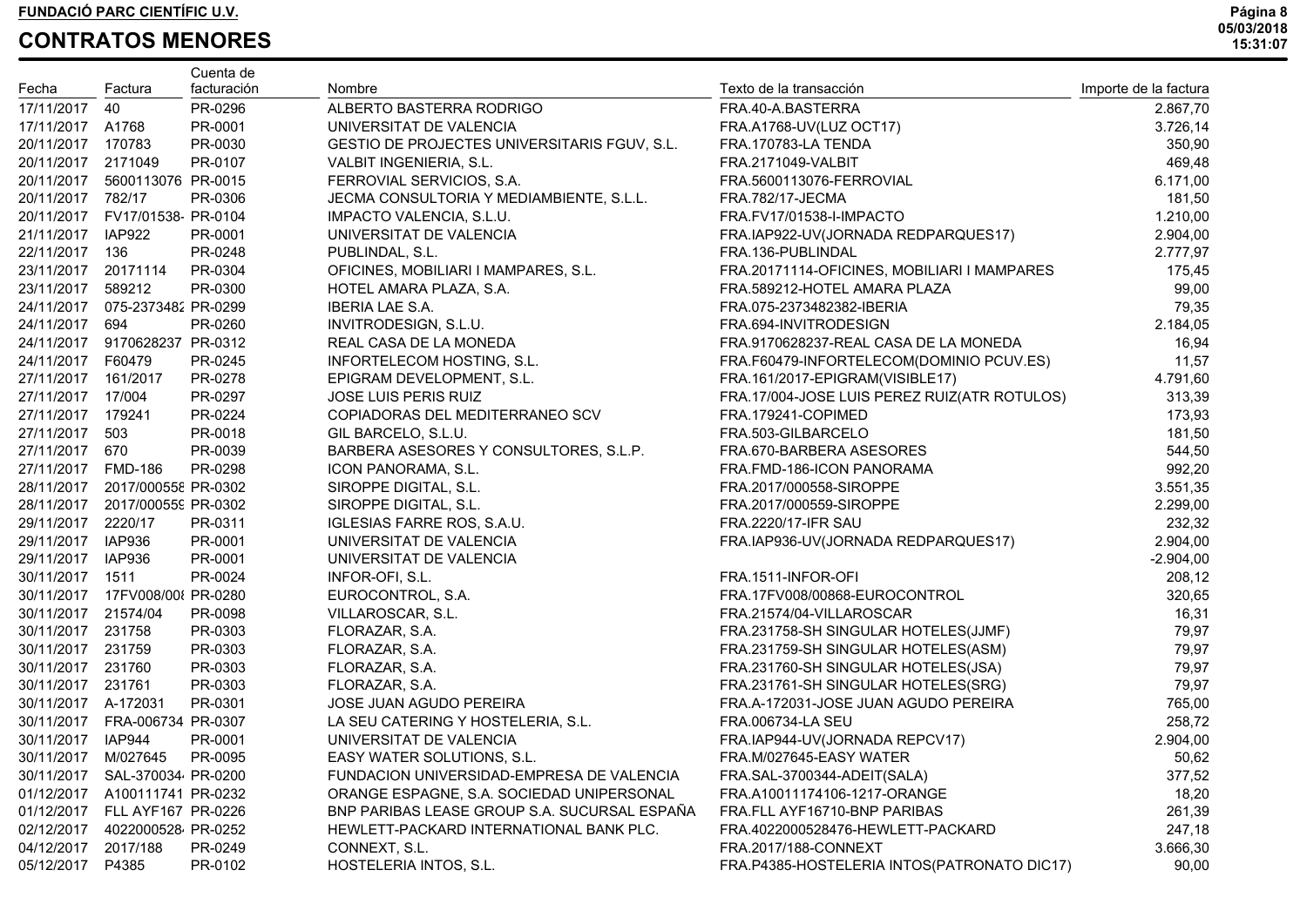**FUNDACIÓ PARC CIENTÍFIC U.V.**

# CONTRATOS MENORES

| Fecha | Factura | Cuenta de facturación | Nombre | Texto de la transacción | Importe de la factura |
|---|---|---|---|---|---|
| 17/11/2017 | 40 | PR-0296 | ALBERTO BASTERRA RODRIGO | FRA.40-A.BASTERRA | 2.867,70 |
| 17/11/2017 | A1768 | PR-0001 | UNIVERSITAT DE VALENCIA | FRA.A1768-UV(LUZ OCT17) | 3.726,14 |
| 20/11/2017 | 170783 | PR-0030 | GESTIO DE PROJECTES UNIVERSITARIS FGUV, S.L. | FRA.170783-LA TENDA | 350,90 |
| 20/11/2017 | 2171049 | PR-0107 | VALBIT INGENIERIA, S.L. | FRA.2171049-VALBIT | 469,48 |
| 20/11/2017 | 5600113076 | PR-0015 | FERROVIAL SERVICIOS, S.A. | FRA.5600113076-FERROVIAL | 6.171,00 |
| 20/11/2017 | 782/17 | PR-0306 | JECMA CONSULTORIA Y MEDIAMBIENTE, S.L.L. | FRA.782/17-JECMA | 181,50 |
| 20/11/2017 | FV17/01538- | PR-0104 | IMPACTO VALENCIA, S.L.U. | FRA.FV17/01538-I-IMPACTO | 1.210,00 |
| 21/11/2017 | IAP922 | PR-0001 | UNIVERSITAT DE VALENCIA | FRA.IAP922-UV(JORNADA REDPARQUES17) | 2.904,00 |
| 22/11/2017 | 136 | PR-0248 | PUBLINDAL, S.L. | FRA.136-PUBLINDAL | 2.777,97 |
| 23/11/2017 | 20171114 | PR-0304 | OFICINES, MOBILIARI I MAMPARES, S.L. | FRA.20171114-OFICINES, MOBILIARI I MAMPARES | 175,45 |
| 23/11/2017 | 589212 | PR-0300 | HOTEL AMARA PLAZA, S.A. | FRA.589212-HOTEL AMARA PLAZA | 99,00 |
| 24/11/2017 | 075-2373482 | PR-0299 | IBERIA LAE S.A. | FRA.075-2373482382-IBERIA | 79,35 |
| 24/11/2017 | 694 | PR-0260 | INVITRODESIGN, S.L.U. | FRA.694-INVITRODESIGN | 2.184,05 |
| 24/11/2017 | 9170628237 | PR-0312 | REAL CASA DE LA MONEDA | FRA.9170628237-REAL CASA DE LA MONEDA | 16,94 |
| 24/11/2017 | F60479 | PR-0245 | INFORTELECOM HOSTING, S.L. | FRA.F60479-INFORTELECOM(DOMINIO PCUV.ES) | 11,57 |
| 27/11/2017 | 161/2017 | PR-0278 | EPIGRAM DEVELOPMENT, S.L. | FRA.161/2017-EPIGRAM(VISIBLE17) | 4.791,60 |
| 27/11/2017 | 17/004 | PR-0297 | JOSE LUIS PERIS RUIZ | FRA.17/004-JOSE LUIS PEREZ RUIZ(ATR ROTULOS) | 313,39 |
| 27/11/2017 | 179241 | PR-0224 | COPIADORAS DEL MEDITERRANEO SCV | FRA.179241-COPIMED | 173,93 |
| 27/11/2017 | 503 | PR-0018 | GIL BARCELO, S.L.U. | FRA.503-GILBARCELO | 181,50 |
| 27/11/2017 | 670 | PR-0039 | BARBERA ASESORES Y CONSULTORES, S.L.P. | FRA.670-BARBERA ASESORES | 544,50 |
| 27/11/2017 | FMD-186 | PR-0298 | ICON PANORAMA, S.L. | FRA.FMD-186-ICON PANORAMA | 992,20 |
| 28/11/2017 | 2017/000558 | PR-0302 | SIROPPE DIGITAL, S.L. | FRA.2017/000558-SIROPPE | 3.551,35 |
| 28/11/2017 | 2017/000559 | PR-0302 | SIROPPE DIGITAL, S.L. | FRA.2017/000559-SIROPPE | 2.299,00 |
| 29/11/2017 | 2220/17 | PR-0311 | IGLESIAS FARRE ROS, S.A.U. | FRA.2220/17-IFR SAU | 232,32 |
| 29/11/2017 | IAP936 | PR-0001 | UNIVERSITAT DE VALENCIA | FRA.IAP936-UV(JORNADA REDPARQUES17) | 2.904,00 |
| 29/11/2017 | IAP936 | PR-0001 | UNIVERSITAT DE VALENCIA | | -2.904,00 |
| 30/11/2017 | 1511 | PR-0024 | INFOR-OFI, S.L. | FRA.1511-INFOR-OFI | 208,12 |
| 30/11/2017 | 17FV008/008 | PR-0280 | EUROCONTROL, S.A. | FRA.17FV008/00868-EUROCONTROL | 320,65 |
| 30/11/2017 | 21574/04 | PR-0098 | VILLAROSCAR, S.L. | FRA.21574/04-VILLAROSCAR | 16,31 |
| 30/11/2017 | 231758 | PR-0303 | FLORAZAR, S.A. | FRA.231758-SH SINGULAR HOTELES(JJMF) | 79,97 |
| 30/11/2017 | 231759 | PR-0303 | FLORAZAR, S.A. | FRA.231759-SH SINGULAR HOTELES(ASM) | 79,97 |
| 30/11/2017 | 231760 | PR-0303 | FLORAZAR, S.A. | FRA.231760-SH SINGULAR HOTELES(JSA) | 79,97 |
| 30/11/2017 | 231761 | PR-0303 | FLORAZAR, S.A. | FRA.231761-SH SINGULAR HOTELES(SRG) | 79,97 |
| 30/11/2017 | A-172031 | PR-0301 | JOSE JUAN AGUDO PEREIRA | FRA.A-172031-JOSE JUAN AGUDO PEREIRA | 765,00 |
| 30/11/2017 | FRA-006734 | PR-0307 | LA SEU CATERING Y HOSTELERIA, S.L. | FRA.006734-LA SEU | 258,72 |
| 30/11/2017 | IAP944 | PR-0001 | UNIVERSITAT DE VALENCIA | FRA.IAP944-UV(JORNADA REPCV17) | 2.904,00 |
| 30/11/2017 | M/027645 | PR-0095 | EASY WATER SOLUTIONS, S.L. | FRA.M/027645-EASY WATER | 50,62 |
| 30/11/2017 | SAL-370034 | PR-0200 | FUNDACION UNIVERSIDAD-EMPRESA DE VALENCIA | FRA.SAL-3700344-ADEIT(SALA) | 377,52 |
| 01/12/2017 | A100111741 | PR-0232 | ORANGE ESPAGNE, S.A. SOCIEDAD UNIPERSONAL | FRA.A10011174106-1217-ORANGE | 18,20 |
| 01/12/2017 | FLL AYF167 | PR-0226 | BNP PARIBAS LEASE GROUP S.A. SUCURSAL ESPAÑA | FRA.FLL AYF16710-BNP PARIBAS | 261,39 |
| 02/12/2017 | 4022000528 | PR-0252 | HEWLETT-PACKARD INTERNATIONAL BANK PLC. | FRA.4022000528476-HEWLETT-PACKARD | 247,18 |
| 04/12/2017 | 2017/188 | PR-0249 | CONNEXT, S.L. | FRA.2017/188-CONNEXT | 3.666,30 |
| 05/12/2017 | P4385 | PR-0102 | HOSTELERIA INTOS, S.L. | FRA.P4385-HOSTELERIA INTOS(PATRONATO DIC17) | 90,00 |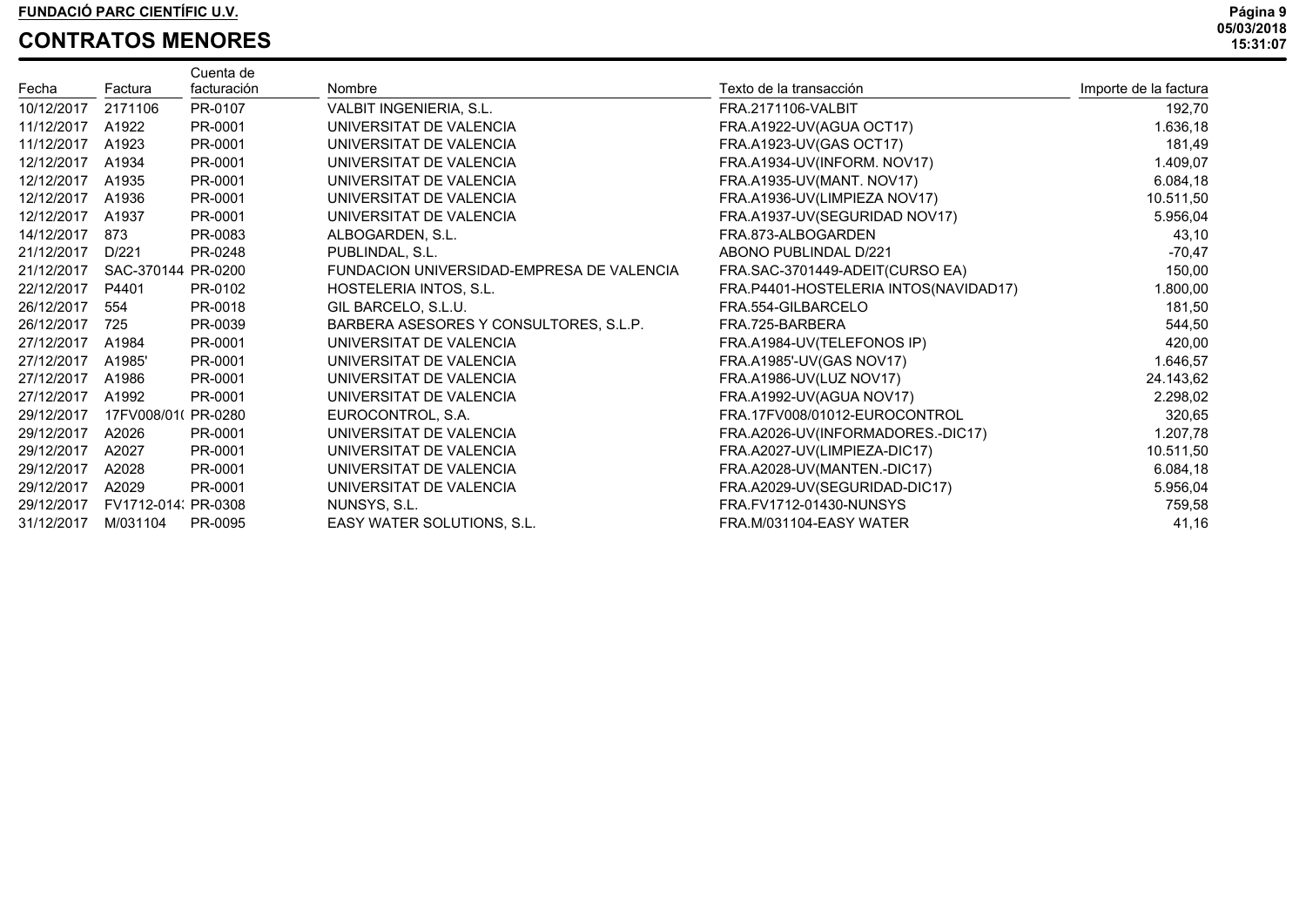**FUNDACIÓ PARC CIENTÍFIC U.V.**

# CONTRATOS MENORES

| Fecha | Factura | Cuenta de facturación | Nombre | Texto de la transacción | Importe de la factura |
|---|---|---|---|---|---|
| 10/12/2017 | 2171106 | PR-0107 | VALBIT INGENIERIA, S.L. | FRA.2171106-VALBIT | 192,70 |
| 11/12/2017 | A1922 | PR-0001 | UNIVERSITAT DE VALENCIA | FRA.A1922-UV(AGUA OCT17) | 1.636,18 |
| 11/12/2017 | A1923 | PR-0001 | UNIVERSITAT DE VALENCIA | FRA.A1923-UV(GAS OCT17) | 181,49 |
| 12/12/2017 | A1934 | PR-0001 | UNIVERSITAT DE VALENCIA | FRA.A1934-UV(INFORM. NOV17) | 1.409,07 |
| 12/12/2017 | A1935 | PR-0001 | UNIVERSITAT DE VALENCIA | FRA.A1935-UV(MANT. NOV17) | 6.084,18 |
| 12/12/2017 | A1936 | PR-0001 | UNIVERSITAT DE VALENCIA | FRA.A1936-UV(LIMPIEZA NOV17) | 10.511,50 |
| 12/12/2017 | A1937 | PR-0001 | UNIVERSITAT DE VALENCIA | FRA.A1937-UV(SEGURIDAD NOV17) | 5.956,04 |
| 14/12/2017 | 873 | PR-0083 | ALBOGARDEN, S.L. | FRA.873-ALBOGARDEN | 43,10 |
| 21/12/2017 | D/221 | PR-0248 | PUBLINDAL, S.L. | ABONO PUBLINDAL D/221 | -70,47 |
| 21/12/2017 | SAC-370144 | PR-0200 | FUNDACION UNIVERSIDAD-EMPRESA DE VALENCIA | FRA.SAC-3701449-ADEIT(CURSO EA) | 150,00 |
| 22/12/2017 | P4401 | PR-0102 | HOSTELERIA INTOS, S.L. | FRA.P4401-HOSTELERIA INTOS(NAVIDAD17) | 1.800,00 |
| 26/12/2017 | 554 | PR-0018 | GIL BARCELO, S.L.U. | FRA.554-GILBARCELO | 181,50 |
| 26/12/2017 | 725 | PR-0039 | BARBERA ASESORES Y CONSULTORES, S.L.P. | FRA.725-BARBERA | 544,50 |
| 27/12/2017 | A1984 | PR-0001 | UNIVERSITAT DE VALENCIA | FRA.A1984-UV(TELEFONOS IP) | 420,00 |
| 27/12/2017 | A1985' | PR-0001 | UNIVERSITAT DE VALENCIA | FRA.A1985'-UV(GAS NOV17) | 1.646,57 |
| 27/12/2017 | A1986 | PR-0001 | UNIVERSITAT DE VALENCIA | FRA.A1986-UV(LUZ NOV17) | 24.143,62 |
| 27/12/2017 | A1992 | PR-0001 | UNIVERSITAT DE VALENCIA | FRA.A1992-UV(AGUA NOV17) | 2.298,02 |
| 29/12/2017 | 17FV008/01( | PR-0280 | EUROCONTROL, S.A. | FRA.17FV008/01012-EUROCONTROL | 320,65 |
| 29/12/2017 | A2026 | PR-0001 | UNIVERSITAT DE VALENCIA | FRA.A2026-UV(INFORMADORES.-DIC17) | 1.207,78 |
| 29/12/2017 | A2027 | PR-0001 | UNIVERSITAT DE VALENCIA | FRA.A2027-UV(LIMPIEZA-DIC17) | 10.511,50 |
| 29/12/2017 | A2028 | PR-0001 | UNIVERSITAT DE VALENCIA | FRA.A2028-UV(MANTEN.-DIC17) | 6.084,18 |
| 29/12/2017 | A2029 | PR-0001 | UNIVERSITAT DE VALENCIA | FRA.A2029-UV(SEGURIDAD-DIC17) | 5.956,04 |
| 29/12/2017 | FV1712-014: | PR-0308 | NUNSYS, S.L. | FRA.FV1712-01430-NUNSYS | 759,58 |
| 31/12/2017 | M/031104 | PR-0095 | EASY WATER SOLUTIONS, S.L. | FRA.M/031104-EASY WATER | 41,16 |